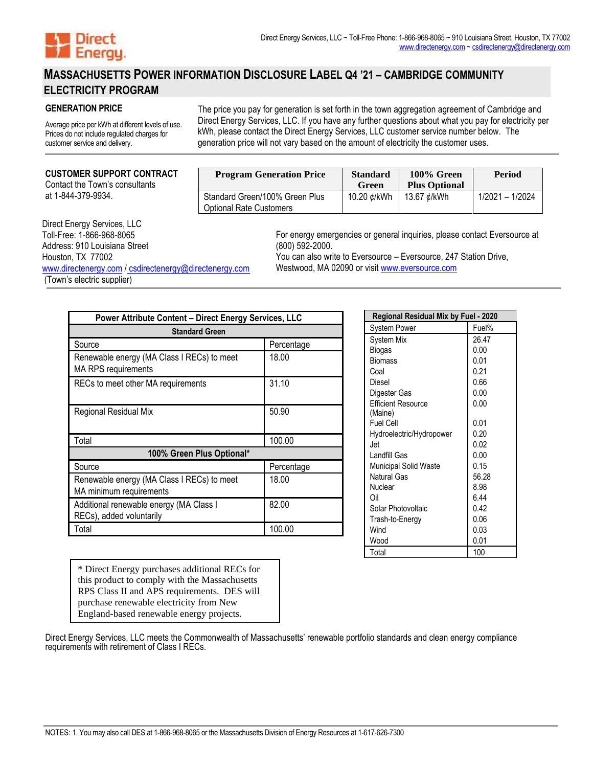Direct Energy

Direct Energy Services, LLC ~ Toll-Free Phone: 1-866-968-8065 ~ 910 Louisiana Street, Houston, TX 77002
www.directenergy.com ~ csdirectenergy@directenergy.com

# MASSACHUSETTS POWER INFORMATION DISCLOSURE LABEL Q4 '21 – CAMBRIDGE COMMUNITY ELECTRICITY PROGRAM

## GENERATION PRICE

Average price per kWh at different levels of use. Prices do not include regulated charges for customer service and delivery.

The price you pay for generation is set forth in the town aggregation agreement of Cambridge and Direct Energy Services, LLC. If you have any further questions about what you pay for electricity per kWh, please contact the Direct Energy Services, LLC customer service number below. The generation price will not vary based on the amount of electricity the customer uses.

## CUSTOMER SUPPORT CONTRACT

Contact the Town's consultants at 1-844-379-9934.

| Program Generation Price | Standard Green | 100% Green Plus Optional | Period |
|---|---|---|---|
| Standard Green/100% Green Plus Optional Rate Customers | 10.20 ¢/kWh | 13.67 ¢/kWh | 1/2021 – 1/2024 |

Direct Energy Services, LLC
Toll-Free: 1-866-968-8065
Address: 910 Louisiana Street
Houston, TX 77002
www.directenergy.com / csdirectenergy@directenergy.com
(Town's electric supplier)

For energy emergencies or general inquiries, please contact Eversource at (800) 592-2000.
You can also write to Eversource – Eversource, 247 Station Drive, Westwood, MA 02090 or visit www.eversource.com

| Power Attribute Content – Direct Energy Services, LLC | |
|---|---|
| **Standard Green** | |
| Source | Percentage |
| Renewable energy (MA Class I RECs) to meet MA RPS requirements | 18.00 |
| RECs to meet other MA requirements | 31.10 |
| Regional Residual Mix | 50.90 |
| Total | 100.00 |
| **100% Green Plus Optional*** | |
| Source | Percentage |
| Renewable energy (MA Class I RECs) to meet MA minimum requirements | 18.00 |
| Additional renewable energy (MA Class I RECs), added voluntarily | 82.00 |
| Total | 100.00 |

| Regional Residual Mix by Fuel - 2020 | |
|---|---|
| System Power | Fuel% |
| System Mix | 26.47 |
| Biogas | 0.00 |
| Biomass | 0.01 |
| Coal | 0.21 |
| Diesel | 0.66 |
| Digester Gas | 0.00 |
| Efficient Resource (Maine) | 0.00 |
| Fuel Cell | 0.01 |
| Hydroelectric/Hydropower | 0.20 |
| Jet | 0.02 |
| Landfill Gas | 0.00 |
| Municipal Solid Waste | 0.15 |
| Natural Gas | 56.28 |
| Nuclear | 8.98 |
| Oil | 6.44 |
| Solar Photovoltaic | 0.42 |
| Trash-to-Energy | 0.06 |
| Wind | 0.03 |
| Wood | 0.01 |
| Total | 100 |

* Direct Energy purchases additional RECs for this product to comply with the Massachusetts RPS Class II and APS requirements. DES will purchase renewable electricity from New England-based renewable energy projects.

Direct Energy Services, LLC meets the Commonwealth of Massachusetts' renewable portfolio standards and clean energy compliance requirements with retirement of Class I RECs.

NOTES: 1. You may also call DES at 1-866-968-8065 or the Massachusetts Division of Energy Resources at 1-617-626-7300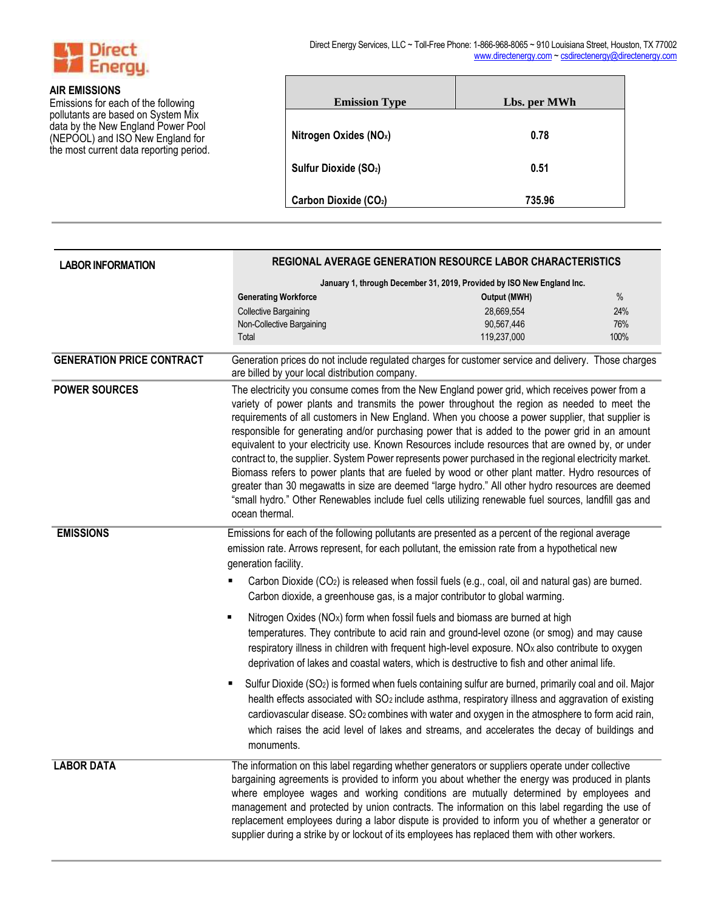Direct Energy

Direct Energy Services, LLC ~ Toll-Free Phone: 1-866-968-8065 ~ 910 Louisiana Street, Houston, TX 77002
www.directenergy.com ~ csdirectenergy@directenergy.com

## AIR EMISSIONS

Emissions for each of the following pollutants are based on System Mix data by the New England Power Pool (NEPOOL) and ISO New England for the most current data reporting period.

| Emission Type | Lbs. per MWh |
|---|---|
| Nitrogen Oxides ($NO_x$) | 0.78 |
| Sulfur Dioxide ($SO_2$) | 0.51 |
| Carbon Dioxide ($CO_2$) | 735.96 |

## LABOR INFORMATION

**REGIONAL AVERAGE GENERATION RESOURCE LABOR CHARACTERISTICS**

**January 1, through December 31, 2019, Provided by ISO New England Inc.**

| Generating Workforce | Output (MWH) | % |
|---|---|---|
| Collective Bargaining | 28,669,554 | 24% |
| Non-Collective Bargaining | 90,567,446 | 76% |
| Total | 119,237,000 | 100% |

## GENERATION PRICE CONTRACT

Generation prices do not include regulated charges for customer service and delivery. Those charges are billed by your local distribution company.

## POWER SOURCES

The electricity you consume comes from the New England power grid, which receives power from a variety of power plants and transmits the power throughout the region as needed to meet the requirements of all customers in New England. When you choose a power supplier, that supplier is responsible for generating and/or purchasing power that is added to the power grid in an amount equivalent to your electricity use. Known Resources include resources that are owned by, or under contract to, the supplier. System Power represents power purchased in the regional electricity market. Biomass refers to power plants that are fueled by wood or other plant matter. Hydro resources of greater than 30 megawatts in size are deemed "large hydro." All other hydro resources are deemed "small hydro." Other Renewables include fuel cells utilizing renewable fuel sources, landfill gas and ocean thermal.

## EMISSIONS

Emissions for each of the following pollutants are presented as a percent of the regional average emission rate. Arrows represent, for each pollutant, the emission rate from a hypothetical new generation facility.

- Carbon Dioxide ($CO_2$) is released when fossil fuels (e.g., coal, oil and natural gas) are burned. Carbon dioxide, a greenhouse gas, is a major contributor to global warming.
- Nitrogen Oxides ($NO_x$) form when fossil fuels and biomass are burned at high temperatures. They contribute to acid rain and ground-level ozone (or smog) and may cause respiratory illness in children with frequent high-level exposure. $NO_x$ also contribute to oxygen deprivation of lakes and coastal waters, which is destructive to fish and other animal life.
- Sulfur Dioxide ($SO_2$) is formed when fuels containing sulfur are burned, primarily coal and oil. Major health effects associated with $SO_2$ include asthma, respiratory illness and aggravation of existing cardiovascular disease. $SO_2$ combines with water and oxygen in the atmosphere to form acid rain, which raises the acid level of lakes and streams, and accelerates the decay of buildings and monuments.

## LABOR DATA

The information on this label regarding whether generators or suppliers operate under collective bargaining agreements is provided to inform you about whether the energy was produced in plants where employee wages and working conditions are mutually determined by employees and management and protected by union contracts. The information on this label regarding the use of replacement employees during a labor dispute is provided to inform you of whether a generator or supplier during a strike by or lockout of its employees has replaced them with other workers.